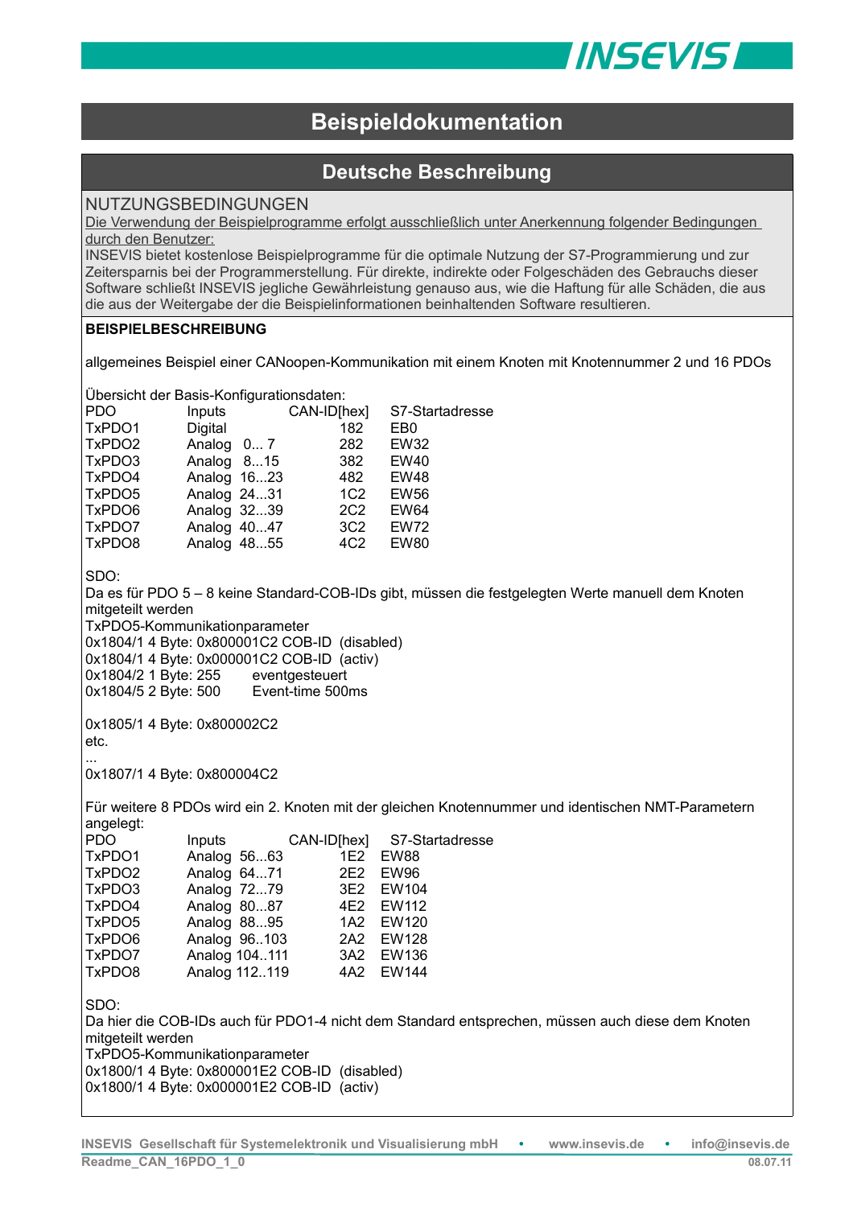# Beispieldokumentation

## Deutsche Beschreibung

### NUTZUNGSBEDINGUNGEN

Die Verwendung der Beispielprogramme erfolgt ausschließlich unter Anerkennung folgender Bedingungen durch den Benutzer:

INSEVIS bietet kostenlose Beispielprogramme für die optimale Nutzung der S7-Programmierung und zur Zeitersparnis bei der Programmerstellung. Für direkte, indirekte oder Folgeschäden des Gebrauchs dieser Software schließt INSEVIS jegliche Gewährleistung genauso aus, wie die Haftung für alle Schäden, die aus die aus der Weitergabe der die Beispielinformationen beinhaltenden Software resultieren.

**BEISPIELBESCHREIBUNG**

allgemeines Beispiel einer CANoopen-Kommunikation mit einem Knoten mit Knotennummer 2 und 16 PDOs

Übersicht der Basis-Konfigurationsdaten:

| PDO | Inputs | CAN-ID[hex] | S7-Startadresse |
|---|---|---|---|
| TxPDO1 | Digital | 182 | EB0 |
| TxPDO2 | Analog 0... 7 | 282 | EW32 |
| TxPDO3 | Analog 8...15 | 382 | EW40 |
| TxPDO4 | Analog 16...23 | 482 | EW48 |
| TxPDO5 | Analog 24...31 | 1C2 | EW56 |
| TxPDO6 | Analog 32...39 | 2C2 | EW64 |
| TxPDO7 | Analog 40...47 | 3C2 | EW72 |
| TxPDO8 | Analog 48...55 | 4C2 | EW80 |

SDO:
Da es für PDO 5 – 8 keine Standard-COB-IDs gibt, müssen die festgelegten Werte manuell dem Knoten mitgeteilt werden
TxPDO5-Kommunikationparameter
0x1804/1 4 Byte: 0x800001C2 COB-ID (disabled)
0x1804/1 4 Byte: 0x000001C2 COB-ID (activ)
0x1804/2 1 Byte: 255 eventgesteuert
0x1804/5 2 Byte: 500 Event-time 500ms

0x1805/1 4 Byte: 0x800002C2
etc.
...
0x1807/1 4 Byte: 0x800004C2

Für weitere 8 PDOs wird ein 2. Knoten mit der gleichen Knotennummer und identischen NMT-Parametern angelegt:

| PDO | Inputs | CAN-ID[hex] | S7-Startadresse |
|---|---|---|---|
| TxPDO1 | Analog 56...63 | 1E2 | EW88 |
| TxPDO2 | Analog 64...71 | 2E2 | EW96 |
| TxPDO3 | Analog 72...79 | 3E2 | EW104 |
| TxPDO4 | Analog 80...87 | 4E2 | EW112 |
| TxPDO5 | Analog 88...95 | 1A2 | EW120 |
| TxPDO6 | Analog 96...103 | 2A2 | EW128 |
| TxPDO7 | Analog 104..111 | 3A2 | EW136 |
| TxPDO8 | Analog 112..119 | 4A2 | EW144 |

SDO:
Da hier die COB-IDs auch für PDO1-4 nicht dem Standard entsprechen, müssen auch diese dem Knoten mitgeteilt werden
TxPDO5-Kommunikationparameter
0x1800/1 4 Byte: 0x800001E2 COB-ID (disabled)
0x1800/1 4 Byte: 0x000001E2 COB-ID (activ)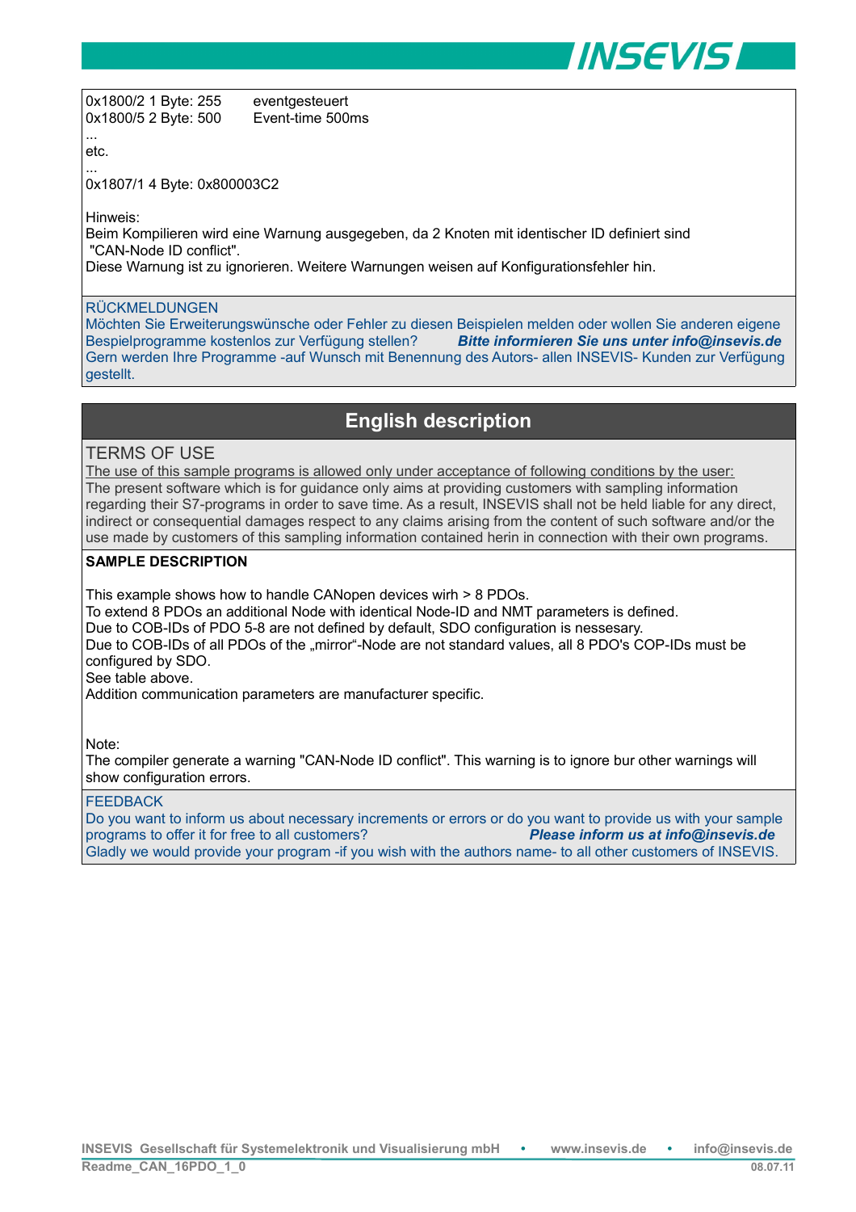0x1800/2 1 Byte: 255 eventgesteuert
0x1800/5 2 Byte: 500 Event-time 500ms
...
etc.
...
0x1807/1 4 Byte: 0x800003C2

Hinweis:
Beim Kompilieren wird eine Warnung ausgegeben, da 2 Knoten mit identischer ID definiert sind "CAN-Node ID conflict".
Diese Warnung ist zu ignorieren. Weitere Warnungen weisen auf Konfigurationsfehler hin.

RÜCKMELDUNGEN
Möchten Sie Erweiterungswünsche oder Fehler zu diesen Beispielen melden oder wollen Sie anderen eigene Bespielprogramme kostenlos zur Verfügung stellen? ***Bitte informieren Sie uns unter info@insevis.de***
Gern werden Ihre Programme -auf Wunsch mit Benennung des Autors- allen INSEVIS- Kunden zur Verfügung gestellt.

## English description

TERMS OF USE
The use of this sample programs is allowed only under acceptance of following conditions by the user:
The present software which is for guidance only aims at providing customers with sampling information regarding their S7-programs in order to save time. As a result, INSEVIS shall not be held liable for any direct, indirect or consequential damages respect to any claims arising from the content of such software and/or the use made by customers of this sampling information contained herin in connection with their own programs.

**SAMPLE DESCRIPTION**

This example shows how to handle CANopen devices wirh > 8 PDOs.
To extend 8 PDOs an additional Node with identical Node-ID and NMT parameters is defined.
Due to COB-IDs of PDO 5-8 are not defined by default, SDO configuration is nessesary.
Due to COB-IDs of all PDOs of the „mirror“-Node are not standard values, all 8 PDO's COP-IDs must be configured by SDO.
See table above.
Addition communication parameters are manufacturer specific.

Note:
The compiler generate a warning "CAN-Node ID conflict". This warning is to ignore bur other warnings will show configuration errors.

FEEDBACK
Do you want to inform us about necessary increments or errors or do you want to provide us with your sample programs to offer it for free to all customers? ***Please inform us at info@insevis.de***
Gladly we would provide your program -if you wish with the authors name- to all other customers of INSEVIS.